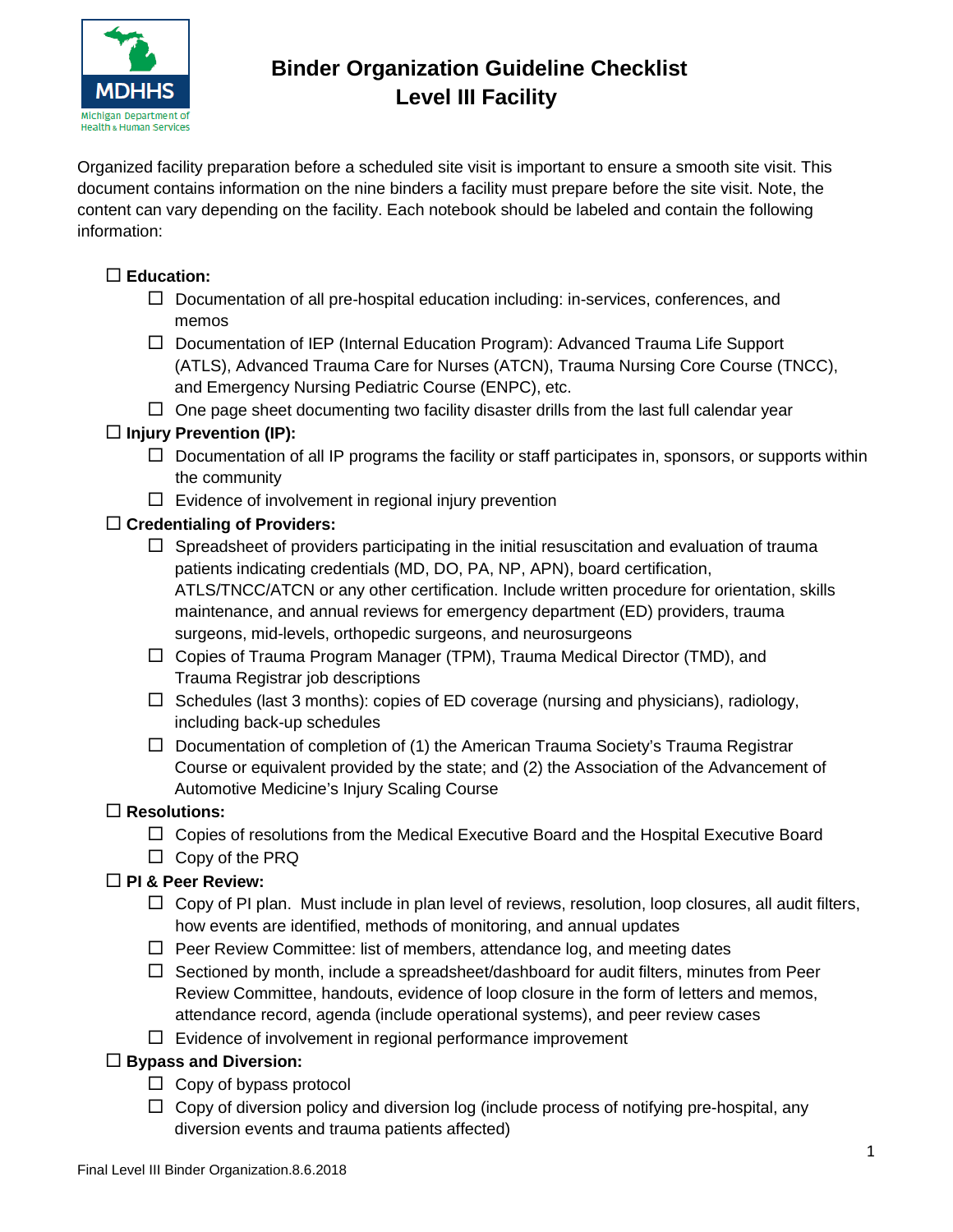# Binder Organization Guideline Checklist
## Level III Facility

Organized facility preparation before a scheduled site visit is important to ensure a smooth site visit. This document contains information on the nine binders a facility must prepare before the site visit. Note, the content can vary depending on the facility. Each notebook should be labeled and contain the following information:

- ☐ **Education:**
  - ☐ Documentation of all pre-hospital education including: in-services, conferences, and memos
  - ☐ Documentation of IEP (Internal Education Program): Advanced Trauma Life Support (ATLS), Advanced Trauma Care for Nurses (ATCN), Trauma Nursing Core Course (TNCC), and Emergency Nursing Pediatric Course (ENPC), etc.
  - ☐ One page sheet documenting two facility disaster drills from the last full calendar year
- ☐ **Injury Prevention (IP):**
  - ☐ Documentation of all IP programs the facility or staff participates in, sponsors, or supports within the community
  - ☐ Evidence of involvement in regional injury prevention
- ☐ **Credentialing of Providers:**
  - ☐ Spreadsheet of providers participating in the initial resuscitation and evaluation of trauma patients indicating credentials (MD, DO, PA, NP, APN), board certification, ATLS/TNCC/ATCN or any other certification. Include written procedure for orientation, skills maintenance, and annual reviews for emergency department (ED) providers, trauma surgeons, mid-levels, orthopedic surgeons, and neurosurgeons
  - ☐ Copies of Trauma Program Manager (TPM), Trauma Medical Director (TMD), and Trauma Registrar job descriptions
  - ☐ Schedules (last 3 months): copies of ED coverage (nursing and physicians), radiology, including back-up schedules
  - ☐ Documentation of completion of (1) the American Trauma Society's Trauma Registrar Course or equivalent provided by the state; and (2) the Association of the Advancement of Automotive Medicine's Injury Scaling Course
- ☐ **Resolutions:**
  - ☐ Copies of resolutions from the Medical Executive Board and the Hospital Executive Board
  - ☐ Copy of the PRQ
- ☐ **PI & Peer Review:**
  - ☐ Copy of PI plan. Must include in plan level of reviews, resolution, loop closures, all audit filters, how events are identified, methods of monitoring, and annual updates
  - ☐ Peer Review Committee: list of members, attendance log, and meeting dates
  - ☐ Sectioned by month, include a spreadsheet/dashboard for audit filters, minutes from Peer Review Committee, handouts, evidence of loop closure in the form of letters and memos, attendance record, agenda (include operational systems), and peer review cases
  - ☐ Evidence of involvement in regional performance improvement
- ☐ **Bypass and Diversion:**
  - ☐ Copy of bypass protocol
  - ☐ Copy of diversion policy and diversion log (include process of notifying pre-hospital, any diversion events and trauma patients affected)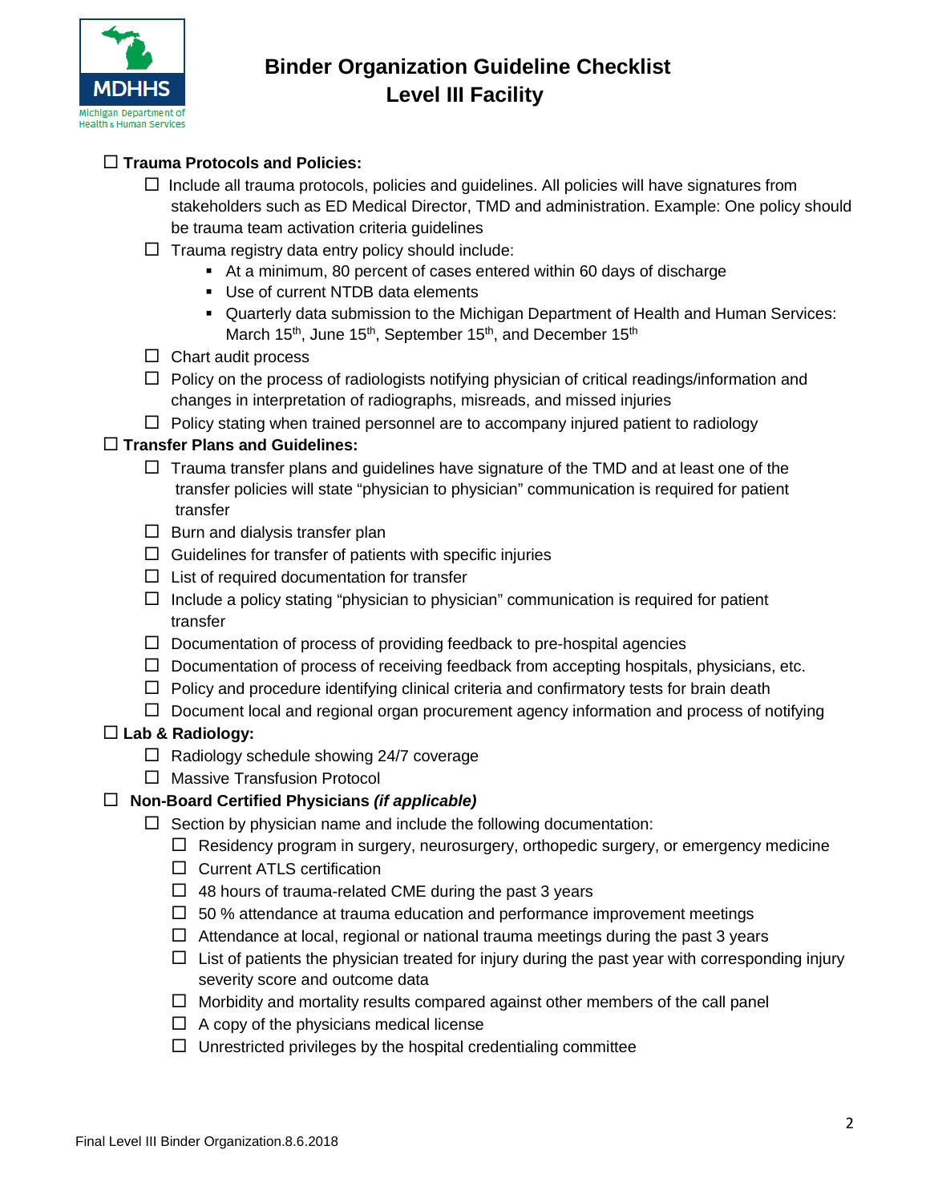# Binder Organization Guideline Checklist
# Level III Facility

- ☐ **Trauma Protocols and Policies:**
  - ☐ Include all trauma protocols, policies and guidelines. All policies will have signatures from stakeholders such as ED Medical Director, TMD and administration. Example: One policy should be trauma team activation criteria guidelines
  - ☐ Trauma registry data entry policy should include:
    - At a minimum, 80 percent of cases entered within 60 days of discharge
    - Use of current NTDB data elements
    - Quarterly data submission to the Michigan Department of Health and Human Services: March 15th, June 15th, September 15th, and December 15th
  - ☐ Chart audit process
  - ☐ Policy on the process of radiologists notifying physician of critical readings/information and changes in interpretation of radiographs, misreads, and missed injuries
  - ☐ Policy stating when trained personnel are to accompany injured patient to radiology
- ☐ **Transfer Plans and Guidelines:**
  - ☐ Trauma transfer plans and guidelines have signature of the TMD and at least one of the transfer policies will state "physician to physician" communication is required for patient transfer
  - ☐ Burn and dialysis transfer plan
  - ☐ Guidelines for transfer of patients with specific injuries
  - ☐ List of required documentation for transfer
  - ☐ Include a policy stating "physician to physician" communication is required for patient transfer
  - ☐ Documentation of process of providing feedback to pre-hospital agencies
  - ☐ Documentation of process of receiving feedback from accepting hospitals, physicians, etc.
  - ☐ Policy and procedure identifying clinical criteria and confirmatory tests for brain death
  - ☐ Document local and regional organ procurement agency information and process of notifying
- ☐ **Lab & Radiology:**
  - ☐ Radiology schedule showing 24/7 coverage
  - ☐ Massive Transfusion Protocol
- ☐ **Non-Board Certified Physicians *(if applicable)***
  - ☐ Section by physician name and include the following documentation:
    - ☐ Residency program in surgery, neurosurgery, orthopedic surgery, or emergency medicine
    - ☐ Current ATLS certification
    - ☐ 48 hours of trauma-related CME during the past 3 years
    - ☐ 50 % attendance at trauma education and performance improvement meetings
    - ☐ Attendance at local, regional or national trauma meetings during the past 3 years
    - ☐ List of patients the physician treated for injury during the past year with corresponding injury severity score and outcome data
    - ☐ Morbidity and mortality results compared against other members of the call panel
    - ☐ A copy of the physicians medical license
    - ☐ Unrestricted privileges by the hospital credentialing committee

Final Level III Binder Organization.8.6.2018